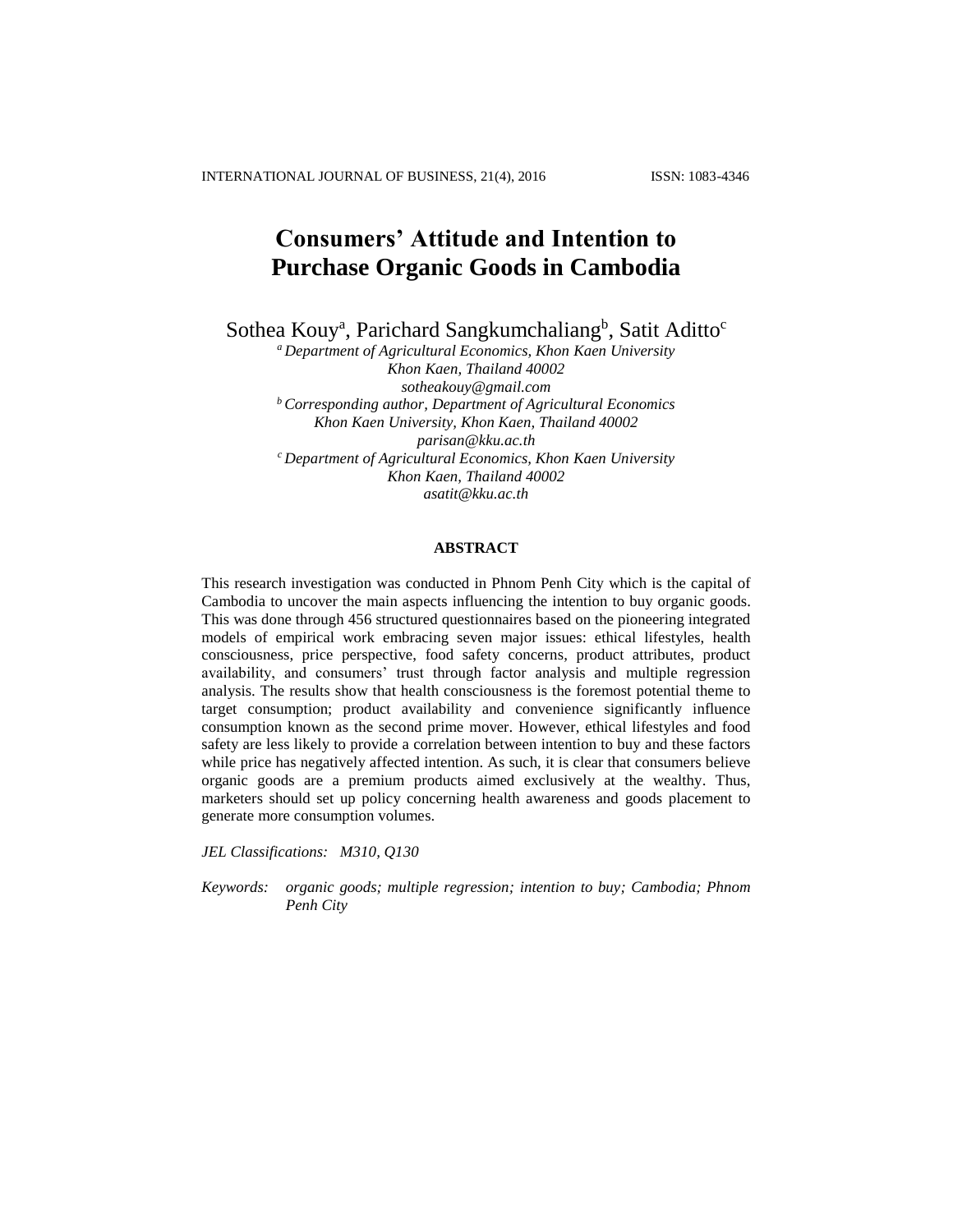# Consumers' Attitude and Intention to Purchase Organic Goods in Cambodia

Sothea Kouy[a], Parichard Sangkumchaliang[b], Satit Aditto[c]

[a] *Department of Agricultural Economics, Khon Kaen University*
*Khon Kaen, Thailand 40002*
*sotheakouy@gmail.com*

[b] *Corresponding author, Department of Agricultural Economics*
*Khon Kaen University, Khon Kaen, Thailand 40002*
*parisan@kku.ac.th*

[c] *Department of Agricultural Economics, Khon Kaen University*
*Khon Kaen, Thailand 40002*
*asatit@kku.ac.th*

## ABSTRACT

This research investigation was conducted in Phnom Penh City which is the capital of Cambodia to uncover the main aspects influencing the intention to buy organic goods. This was done through 456 structured questionnaires based on the pioneering integrated models of empirical work embracing seven major issues: ethical lifestyles, health consciousness, price perspective, food safety concerns, product attributes, product availability, and consumers' trust through factor analysis and multiple regression analysis. The results show that health consciousness is the foremost potential theme to target consumption; product availability and convenience significantly influence consumption known as the second prime mover. However, ethical lifestyles and food safety are less likely to provide a correlation between intention to buy and these factors while price has negatively affected intention. As such, it is clear that consumers believe organic goods are a premium products aimed exclusively at the wealthy. Thus, marketers should set up policy concerning health awareness and goods placement to generate more consumption volumes.

*JEL Classifications: M310, Q130*

*Keywords: organic goods; multiple regression; intention to buy; Cambodia; Phnom Penh City*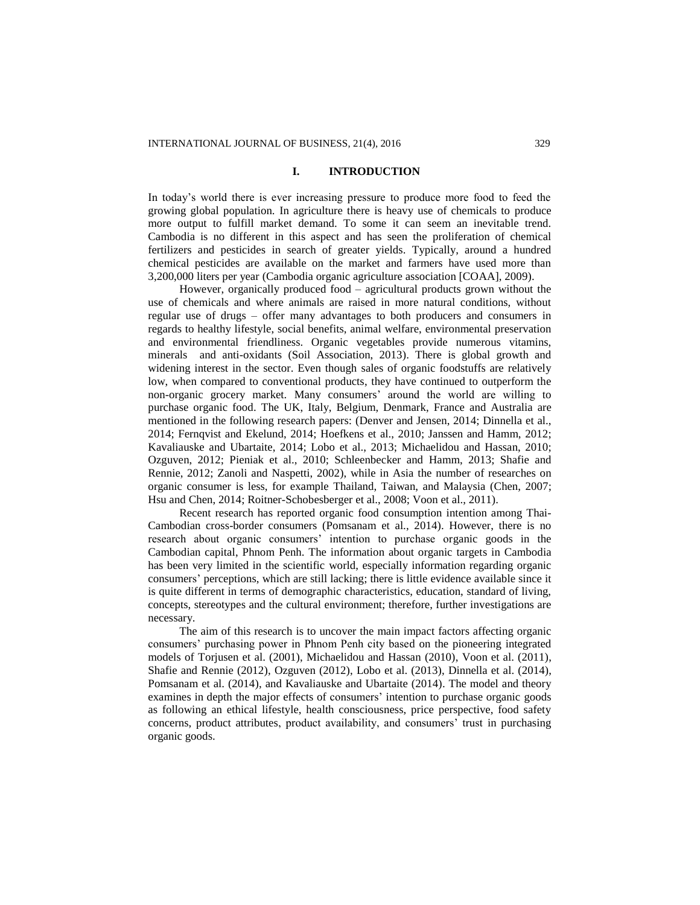## I. INTRODUCTION

In today's world there is ever increasing pressure to produce more food to feed the growing global population. In agriculture there is heavy use of chemicals to produce more output to fulfill market demand. To some it can seem an inevitable trend. Cambodia is no different in this aspect and has seen the proliferation of chemical fertilizers and pesticides in search of greater yields. Typically, around a hundred chemical pesticides are available on the market and farmers have used more than 3,200,000 liters per year (Cambodia organic agriculture association [COAA], 2009).

However, organically produced food – agricultural products grown without the use of chemicals and where animals are raised in more natural conditions, without regular use of drugs – offer many advantages to both producers and consumers in regards to healthy lifestyle, social benefits, animal welfare, environmental preservation and environmental friendliness. Organic vegetables provide numerous vitamins, minerals and anti-oxidants (Soil Association, 2013). There is global growth and widening interest in the sector. Even though sales of organic foodstuffs are relatively low, when compared to conventional products, they have continued to outperform the non-organic grocery market. Many consumers' around the world are willing to purchase organic food. The UK, Italy, Belgium, Denmark, France and Australia are mentioned in the following research papers: (Denver and Jensen, 2014; Dinnella et al., 2014; Fernqvist and Ekelund, 2014; Hoefkens et al., 2010; Janssen and Hamm, 2012; Kavaliauske and Ubartaite, 2014; Lobo et al., 2013; Michaelidou and Hassan, 2010; Ozguven, 2012; Pieniak et al., 2010; Schleenbecker and Hamm, 2013; Shafie and Rennie, 2012; Zanoli and Naspetti, 2002), while in Asia the number of researches on organic consumer is less, for example Thailand, Taiwan, and Malaysia (Chen, 2007; Hsu and Chen, 2014; Roitner-Schobesberger et al., 2008; Voon et al., 2011).

Recent research has reported organic food consumption intention among Thai-Cambodian cross-border consumers (Pomsanam et al., 2014). However, there is no research about organic consumers' intention to purchase organic goods in the Cambodian capital, Phnom Penh. The information about organic targets in Cambodia has been very limited in the scientific world, especially information regarding organic consumers' perceptions, which are still lacking; there is little evidence available since it is quite different in terms of demographic characteristics, education, standard of living, concepts, stereotypes and the cultural environment; therefore, further investigations are necessary.

The aim of this research is to uncover the main impact factors affecting organic consumers' purchasing power in Phnom Penh city based on the pioneering integrated models of Torjusen et al. (2001), Michaelidou and Hassan (2010), Voon et al. (2011), Shafie and Rennie (2012), Ozguven (2012), Lobo et al. (2013), Dinnella et al. (2014), Pomsanam et al. (2014), and Kavaliauske and Ubartaite (2014). The model and theory examines in depth the major effects of consumers' intention to purchase organic goods as following an ethical lifestyle, health consciousness, price perspective, food safety concerns, product attributes, product availability, and consumers' trust in purchasing organic goods.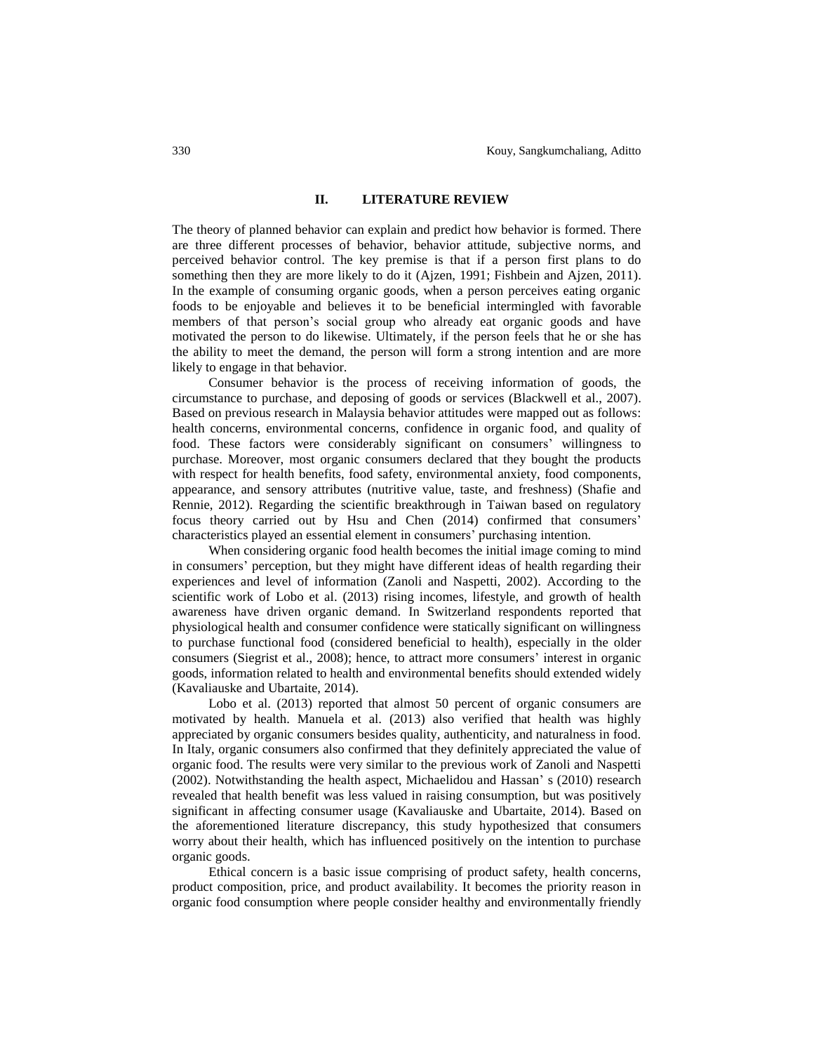## II. LITERATURE REVIEW

The theory of planned behavior can explain and predict how behavior is formed. There are three different processes of behavior, behavior attitude, subjective norms, and perceived behavior control. The key premise is that if a person first plans to do something then they are more likely to do it (Ajzen, 1991; Fishbein and Ajzen, 2011). In the example of consuming organic goods, when a person perceives eating organic foods to be enjoyable and believes it to be beneficial intermingled with favorable members of that person's social group who already eat organic goods and have motivated the person to do likewise. Ultimately, if the person feels that he or she has the ability to meet the demand, the person will form a strong intention and are more likely to engage in that behavior.

Consumer behavior is the process of receiving information of goods, the circumstance to purchase, and deposing of goods or services (Blackwell et al., 2007). Based on previous research in Malaysia behavior attitudes were mapped out as follows: health concerns, environmental concerns, confidence in organic food, and quality of food. These factors were considerably significant on consumers' willingness to purchase. Moreover, most organic consumers declared that they bought the products with respect for health benefits, food safety, environmental anxiety, food components, appearance, and sensory attributes (nutritive value, taste, and freshness) (Shafie and Rennie, 2012). Regarding the scientific breakthrough in Taiwan based on regulatory focus theory carried out by Hsu and Chen (2014) confirmed that consumers' characteristics played an essential element in consumers' purchasing intention.

When considering organic food health becomes the initial image coming to mind in consumers' perception, but they might have different ideas of health regarding their experiences and level of information (Zanoli and Naspetti, 2002). According to the scientific work of Lobo et al. (2013) rising incomes, lifestyle, and growth of health awareness have driven organic demand. In Switzerland respondents reported that physiological health and consumer confidence were statically significant on willingness to purchase functional food (considered beneficial to health), especially in the older consumers (Siegrist et al., 2008); hence, to attract more consumers' interest in organic goods, information related to health and environmental benefits should extended widely (Kavaliauske and Ubartaite, 2014).

Lobo et al. (2013) reported that almost 50 percent of organic consumers are motivated by health. Manuela et al. (2013) also verified that health was highly appreciated by organic consumers besides quality, authenticity, and naturalness in food. In Italy, organic consumers also confirmed that they definitely appreciated the value of organic food. The results were very similar to the previous work of Zanoli and Naspetti (2002). Notwithstanding the health aspect, Michaelidou and Hassan' s (2010) research revealed that health benefit was less valued in raising consumption, but was positively significant in affecting consumer usage (Kavaliauske and Ubartaite, 2014). Based on the aforementioned literature discrepancy, this study hypothesized that consumers worry about their health, which has influenced positively on the intention to purchase organic goods.

Ethical concern is a basic issue comprising of product safety, health concerns, product composition, price, and product availability. It becomes the priority reason in organic food consumption where people consider healthy and environmentally friendly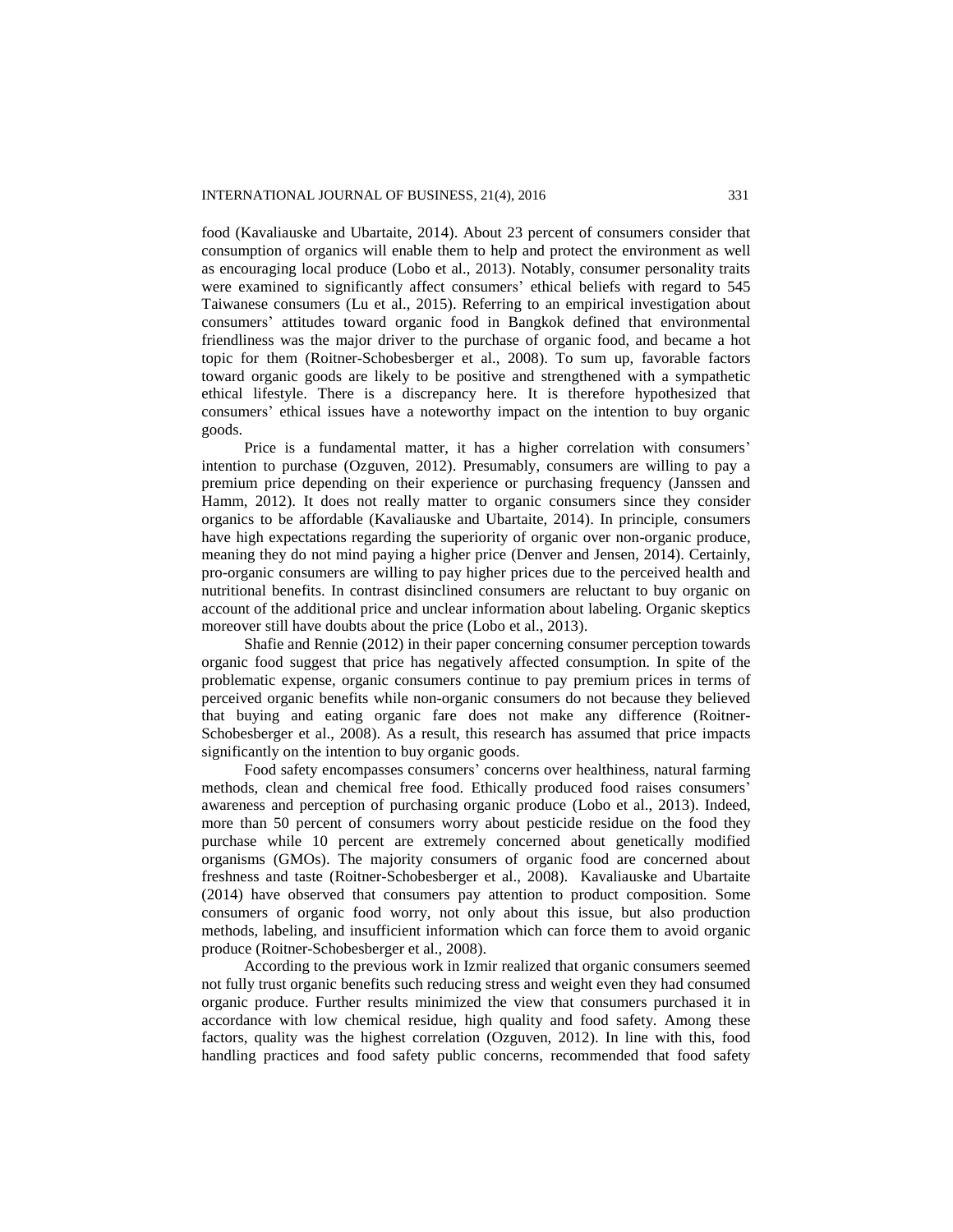food (Kavaliauske and Ubartaite, 2014). About 23 percent of consumers consider that consumption of organics will enable them to help and protect the environment as well as encouraging local produce (Lobo et al., 2013). Notably, consumer personality traits were examined to significantly affect consumers' ethical beliefs with regard to 545 Taiwanese consumers (Lu et al., 2015). Referring to an empirical investigation about consumers' attitudes toward organic food in Bangkok defined that environmental friendliness was the major driver to the purchase of organic food, and became a hot topic for them (Roitner-Schobesberger et al., 2008). To sum up, favorable factors toward organic goods are likely to be positive and strengthened with a sympathetic ethical lifestyle. There is a discrepancy here. It is therefore hypothesized that consumers' ethical issues have a noteworthy impact on the intention to buy organic goods.

Price is a fundamental matter, it has a higher correlation with consumers' intention to purchase (Ozguven, 2012). Presumably, consumers are willing to pay a premium price depending on their experience or purchasing frequency (Janssen and Hamm, 2012). It does not really matter to organic consumers since they consider organics to be affordable (Kavaliauske and Ubartaite, 2014). In principle, consumers have high expectations regarding the superiority of organic over non-organic produce, meaning they do not mind paying a higher price (Denver and Jensen, 2014). Certainly, pro-organic consumers are willing to pay higher prices due to the perceived health and nutritional benefits. In contrast disinclined consumers are reluctant to buy organic on account of the additional price and unclear information about labeling. Organic skeptics moreover still have doubts about the price (Lobo et al., 2013).

Shafie and Rennie (2012) in their paper concerning consumer perception towards organic food suggest that price has negatively affected consumption. In spite of the problematic expense, organic consumers continue to pay premium prices in terms of perceived organic benefits while non-organic consumers do not because they believed that buying and eating organic fare does not make any difference (Roitner-Schobesberger et al., 2008). As a result, this research has assumed that price impacts significantly on the intention to buy organic goods.

Food safety encompasses consumers' concerns over healthiness, natural farming methods, clean and chemical free food. Ethically produced food raises consumers' awareness and perception of purchasing organic produce (Lobo et al., 2013). Indeed, more than 50 percent of consumers worry about pesticide residue on the food they purchase while 10 percent are extremely concerned about genetically modified organisms (GMOs). The majority consumers of organic food are concerned about freshness and taste (Roitner-Schobesberger et al., 2008). Kavaliauske and Ubartaite (2014) have observed that consumers pay attention to product composition. Some consumers of organic food worry, not only about this issue, but also production methods, labeling, and insufficient information which can force them to avoid organic produce (Roitner-Schobesberger et al., 2008).

According to the previous work in Izmir realized that organic consumers seemed not fully trust organic benefits such reducing stress and weight even they had consumed organic produce. Further results minimized the view that consumers purchased it in accordance with low chemical residue, high quality and food safety. Among these factors, quality was the highest correlation (Ozguven, 2012). In line with this, food handling practices and food safety public concerns, recommended that food safety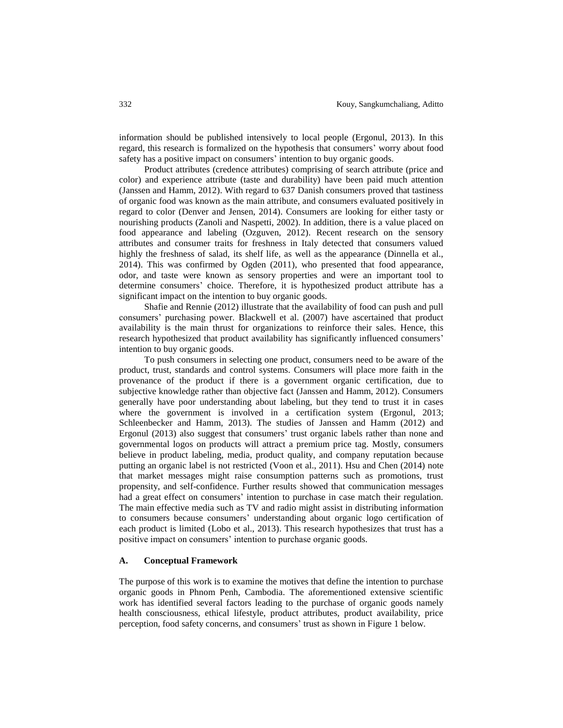information should be published intensively to local people (Ergonul, 2013). In this regard, this research is formalized on the hypothesis that consumers' worry about food safety has a positive impact on consumers' intention to buy organic goods.

Product attributes (credence attributes) comprising of search attribute (price and color) and experience attribute (taste and durability) have been paid much attention (Janssen and Hamm, 2012). With regard to 637 Danish consumers proved that tastiness of organic food was known as the main attribute, and consumers evaluated positively in regard to color (Denver and Jensen, 2014). Consumers are looking for either tasty or nourishing products (Zanoli and Naspetti, 2002). In addition, there is a value placed on food appearance and labeling (Ozguven, 2012). Recent research on the sensory attributes and consumer traits for freshness in Italy detected that consumers valued highly the freshness of salad, its shelf life, as well as the appearance (Dinnella et al., 2014). This was confirmed by Ogden (2011), who presented that food appearance, odor, and taste were known as sensory properties and were an important tool to determine consumers' choice. Therefore, it is hypothesized product attribute has a significant impact on the intention to buy organic goods.

Shafie and Rennie (2012) illustrate that the availability of food can push and pull consumers' purchasing power. Blackwell et al. (2007) have ascertained that product availability is the main thrust for organizations to reinforce their sales. Hence, this research hypothesized that product availability has significantly influenced consumers' intention to buy organic goods.

To push consumers in selecting one product, consumers need to be aware of the product, trust, standards and control systems. Consumers will place more faith in the provenance of the product if there is a government organic certification, due to subjective knowledge rather than objective fact (Janssen and Hamm, 2012). Consumers generally have poor understanding about labeling, but they tend to trust it in cases where the government is involved in a certification system (Ergonul, 2013; Schleenbecker and Hamm, 2013). The studies of Janssen and Hamm (2012) and Ergonul (2013) also suggest that consumers' trust organic labels rather than none and governmental logos on products will attract a premium price tag. Mostly, consumers believe in product labeling, media, product quality, and company reputation because putting an organic label is not restricted (Voon et al., 2011). Hsu and Chen (2014) note that market messages might raise consumption patterns such as promotions, trust propensity, and self-confidence. Further results showed that communication messages had a great effect on consumers' intention to purchase in case match their regulation. The main effective media such as TV and radio might assist in distributing information to consumers because consumers' understanding about organic logo certification of each product is limited (Lobo et al., 2013). This research hypothesizes that trust has a positive impact on consumers' intention to purchase organic goods.

### A. Conceptual Framework

The purpose of this work is to examine the motives that define the intention to purchase organic goods in Phnom Penh, Cambodia. The aforementioned extensive scientific work has identified several factors leading to the purchase of organic goods namely health consciousness, ethical lifestyle, product attributes, product availability, price perception, food safety concerns, and consumers' trust as shown in Figure 1 below.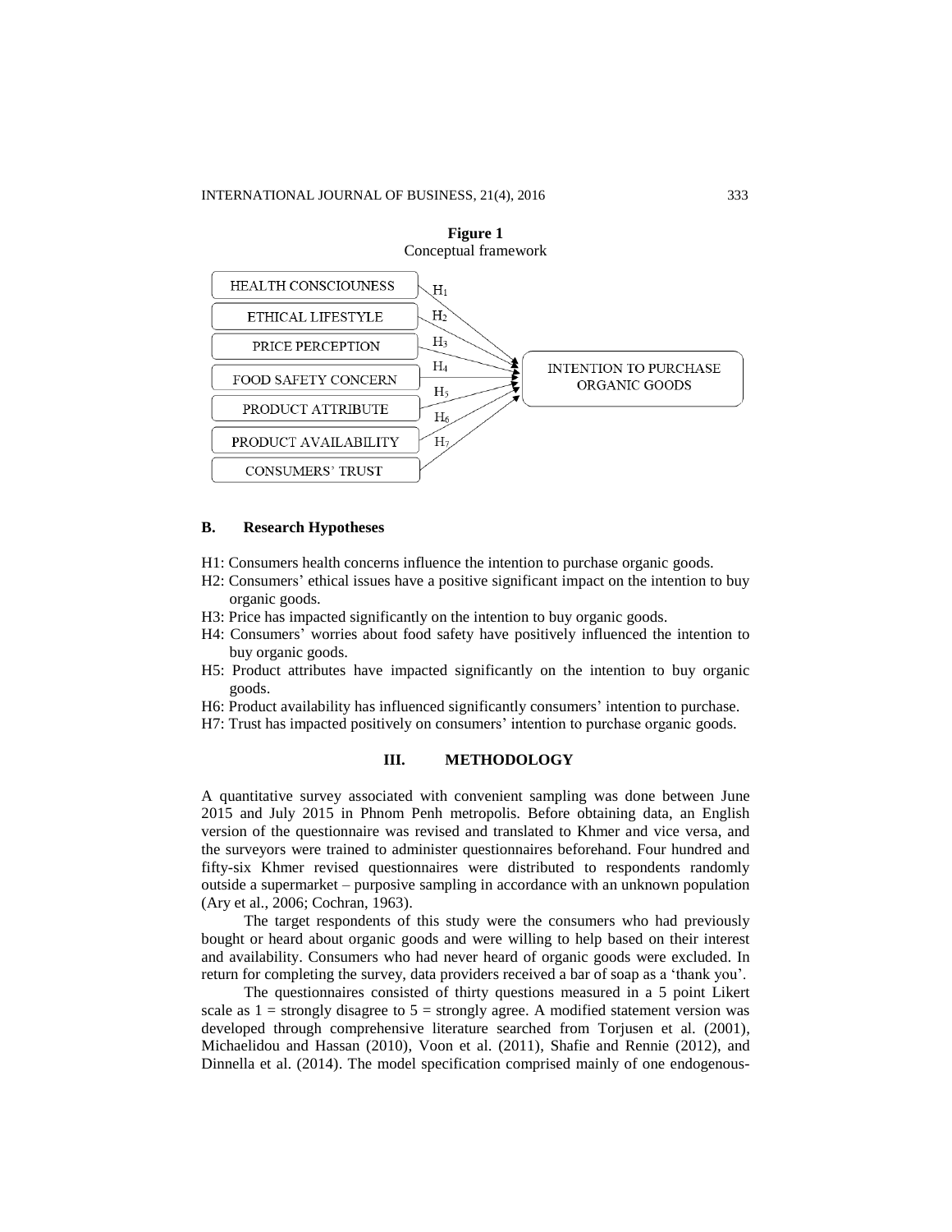**Figure 1**
Conceptual framework

HEALTH CONSCIOUNESS — $H_1$
ETHICAL LIFESTYLE — $H_2$
PRICE PERCEPTION — $H_3$
FOOD SAFETY CONCERN — $H_4$
PRODUCT ATTRIBUTE — $H_5$
PRODUCT AVAILABILITY — $H_6$
CONSUMERS' TRUST — $H_7$

→ INTENTION TO PURCHASE ORGANIC GOODS

### B. Research Hypotheses

H1: Consumers health concerns influence the intention to purchase organic goods.
H2: Consumers' ethical issues have a positive significant impact on the intention to buy organic goods.
H3: Price has impacted significantly on the intention to buy organic goods.
H4: Consumers' worries about food safety have positively influenced the intention to buy organic goods.
H5: Product attributes have impacted significantly on the intention to buy organic goods.
H6: Product availability has influenced significantly consumers' intention to purchase.
H7: Trust has impacted positively on consumers' intention to purchase organic goods.

## III. METHODOLOGY

A quantitative survey associated with convenient sampling was done between June 2015 and July 2015 in Phnom Penh metropolis. Before obtaining data, an English version of the questionnaire was revised and translated to Khmer and vice versa, and the surveyors were trained to administer questionnaires beforehand. Four hundred and fifty-six Khmer revised questionnaires were distributed to respondents randomly outside a supermarket – purposive sampling in accordance with an unknown population (Ary et al., 2006; Cochran, 1963).

The target respondents of this study were the consumers who had previously bought or heard about organic goods and were willing to help based on their interest and availability. Consumers who had never heard of organic goods were excluded. In return for completing the survey, data providers received a bar of soap as a 'thank you'.

The questionnaires consisted of thirty questions measured in a 5 point Likert scale as 1 = strongly disagree to 5 = strongly agree. A modified statement version was developed through comprehensive literature searched from Torjusen et al. (2001), Michaelidou and Hassan (2010), Voon et al. (2011), Shafie and Rennie (2012), and Dinnella et al. (2014). The model specification comprised mainly of one endogenous-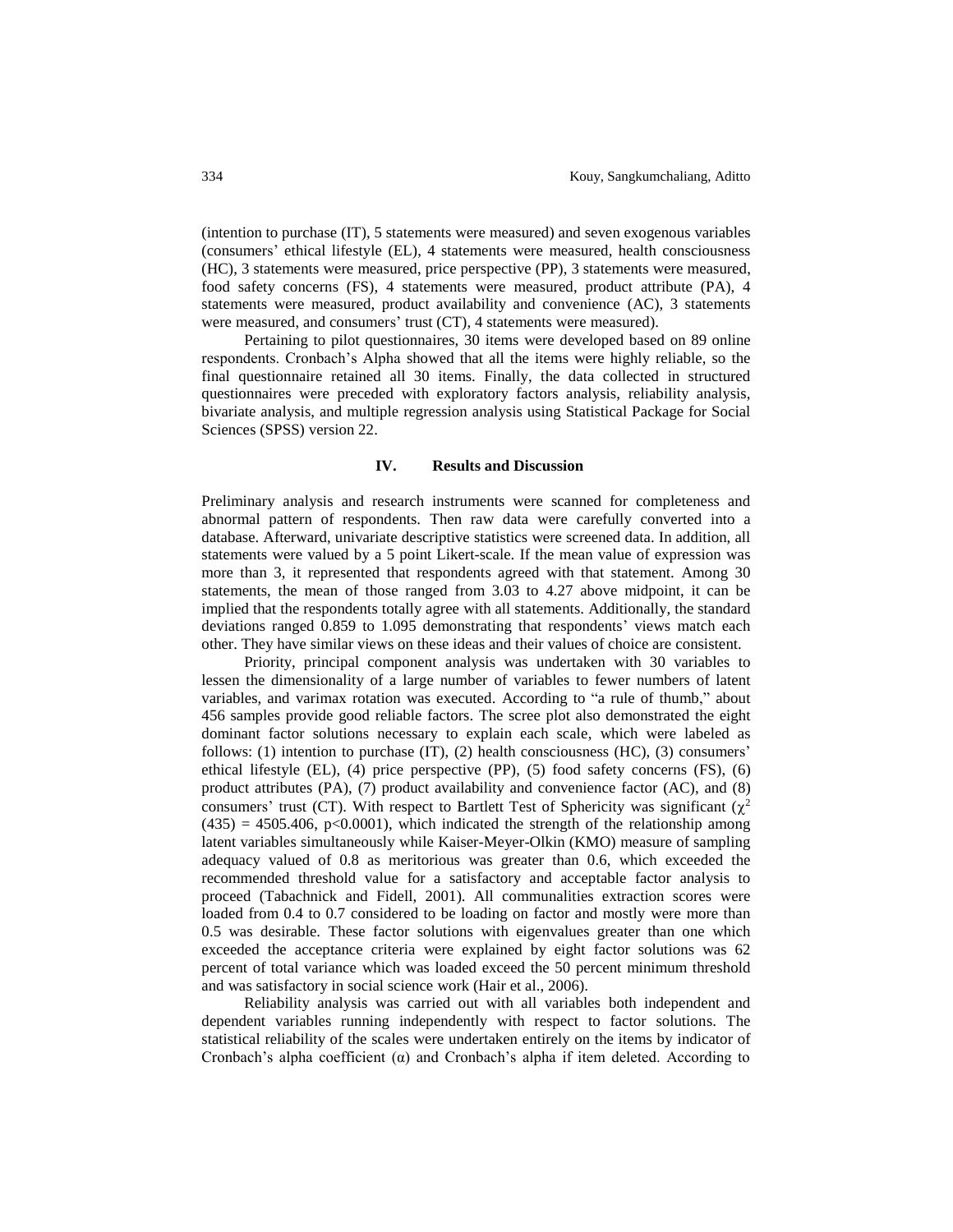(intention to purchase (IT), 5 statements were measured) and seven exogenous variables (consumers' ethical lifestyle (EL), 4 statements were measured, health consciousness (HC), 3 statements were measured, price perspective (PP), 3 statements were measured, food safety concerns (FS), 4 statements were measured, product attribute (PA), 4 statements were measured, product availability and convenience (AC), 3 statements were measured, and consumers' trust (CT), 4 statements were measured).

Pertaining to pilot questionnaires, 30 items were developed based on 89 online respondents. Cronbach's Alpha showed that all the items were highly reliable, so the final questionnaire retained all 30 items. Finally, the data collected in structured questionnaires were preceded with exploratory factors analysis, reliability analysis, bivariate analysis, and multiple regression analysis using Statistical Package for Social Sciences (SPSS) version 22.

## IV. Results and Discussion

Preliminary analysis and research instruments were scanned for completeness and abnormal pattern of respondents. Then raw data were carefully converted into a database. Afterward, univariate descriptive statistics were screened data. In addition, all statements were valued by a 5 point Likert-scale. If the mean value of expression was more than 3, it represented that respondents agreed with that statement. Among 30 statements, the mean of those ranged from 3.03 to 4.27 above midpoint, it can be implied that the respondents totally agree with all statements. Additionally, the standard deviations ranged 0.859 to 1.095 demonstrating that respondents' views match each other. They have similar views on these ideas and their values of choice are consistent.

Priority, principal component analysis was undertaken with 30 variables to lessen the dimensionality of a large number of variables to fewer numbers of latent variables, and varimax rotation was executed. According to "a rule of thumb," about 456 samples provide good reliable factors. The scree plot also demonstrated the eight dominant factor solutions necessary to explain each scale, which were labeled as follows: (1) intention to purchase (IT), (2) health consciousness (HC), (3) consumers' ethical lifestyle (EL), (4) price perspective (PP), (5) food safety concerns (FS), (6) product attributes (PA), (7) product availability and convenience factor (AC), and (8) consumers' trust (CT). With respect to Bartlett Test of Sphericity was significant ($\chi^2$ $(435) = 4505.406$, $p<0.0001$), which indicated the strength of the relationship among latent variables simultaneously while Kaiser-Meyer-Olkin (KMO) measure of sampling adequacy valued of 0.8 as meritorious was greater than 0.6, which exceeded the recommended threshold value for a satisfactory and acceptable factor analysis to proceed (Tabachnick and Fidell, 2001). All communalities extraction scores were loaded from 0.4 to 0.7 considered to be loading on factor and mostly were more than 0.5 was desirable. These factor solutions with eigenvalues greater than one which exceeded the acceptance criteria were explained by eight factor solutions was 62 percent of total variance which was loaded exceed the 50 percent minimum threshold and was satisfactory in social science work (Hair et al., 2006).

Reliability analysis was carried out with all variables both independent and dependent variables running independently with respect to factor solutions. The statistical reliability of the scales were undertaken entirely on the items by indicator of Cronbach's alpha coefficient ($\alpha$) and Cronbach's alpha if item deleted. According to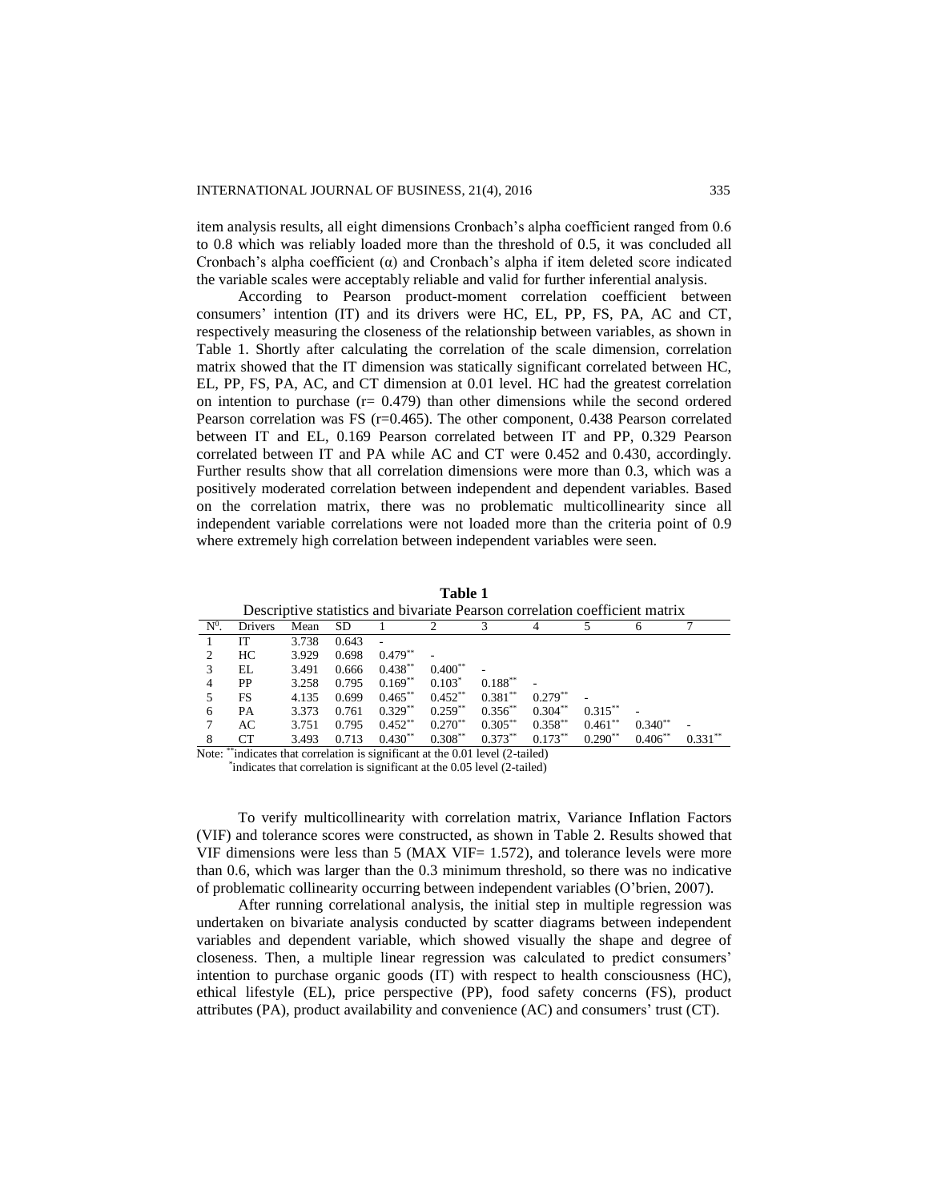item analysis results, all eight dimensions Cronbach's alpha coefficient ranged from 0.6 to 0.8 which was reliably loaded more than the threshold of 0.5, it was concluded all Cronbach's alpha coefficient (α) and Cronbach's alpha if item deleted score indicated the variable scales were acceptably reliable and valid for further inferential analysis.

According to Pearson product-moment correlation coefficient between consumers' intention (IT) and its drivers were HC, EL, PP, FS, PA, AC and CT, respectively measuring the closeness of the relationship between variables, as shown in Table 1. Shortly after calculating the correlation of the scale dimension, correlation matrix showed that the IT dimension was statically significant correlated between HC, EL, PP, FS, PA, AC, and CT dimension at 0.01 level. HC had the greatest correlation on intention to purchase (r= 0.479) than other dimensions while the second ordered Pearson correlation was FS (r=0.465). The other component, 0.438 Pearson correlated between IT and EL, 0.169 Pearson correlated between IT and PP, 0.329 Pearson correlated between IT and PA while AC and CT were 0.452 and 0.430, accordingly. Further results show that all correlation dimensions were more than 0.3, which was a positively moderated correlation between independent and dependent variables. Based on the correlation matrix, there was no problematic multicollinearity since all independent variable correlations were not loaded more than the criteria point of 0.9 where extremely high correlation between independent variables were seen.

**Table 1**

Descriptive statistics and bivariate Pearson correlation coefficient matrix

| N⁰. | Drivers | Mean | SD | 1 | 2 | 3 | 4 | 5 | 6 | 7 |
|---|---|---|---|---|---|---|---|---|---|---|
| 1 | IT | 3.738 | 0.643 | - | | | | | | |
| 2 | HC | 3.929 | 0.698 | 0.479** | - | | | | | |
| 3 | EL | 3.491 | 0.666 | 0.438** | 0.400** | - | | | | |
| 4 | PP | 3.258 | 0.795 | 0.169** | 0.103* | 0.188** | - | | | |
| 5 | FS | 4.135 | 0.699 | 0.465** | 0.452** | 0.381** | 0.279** | - | | |
| 6 | PA | 3.373 | 0.761 | 0.329** | 0.259** | 0.356** | 0.304** | 0.315** | - | |
| 7 | AC | 3.751 | 0.795 | 0.452** | 0.270** | 0.305** | 0.358** | 0.461** | 0.340** | - |
| 8 | CT | 3.493 | 0.713 | 0.430** | 0.308** | 0.373** | 0.173** | 0.290** | 0.406** | 0.331** |

Note: ** indicates that correlation is significant at the 0.01 level (2-tailed)
* indicates that correlation is significant at the 0.05 level (2-tailed)

To verify multicollinearity with correlation matrix, Variance Inflation Factors (VIF) and tolerance scores were constructed, as shown in Table 2. Results showed that VIF dimensions were less than 5 (MAX VIF= 1.572), and tolerance levels were more than 0.6, which was larger than the 0.3 minimum threshold, so there was no indicative of problematic collinearity occurring between independent variables (O'brien, 2007).

After running correlational analysis, the initial step in multiple regression was undertaken on bivariate analysis conducted by scatter diagrams between independent variables and dependent variable, which showed visually the shape and degree of closeness. Then, a multiple linear regression was calculated to predict consumers' intention to purchase organic goods (IT) with respect to health consciousness (HC), ethical lifestyle (EL), price perspective (PP), food safety concerns (FS), product attributes (PA), product availability and convenience (AC) and consumers' trust (CT).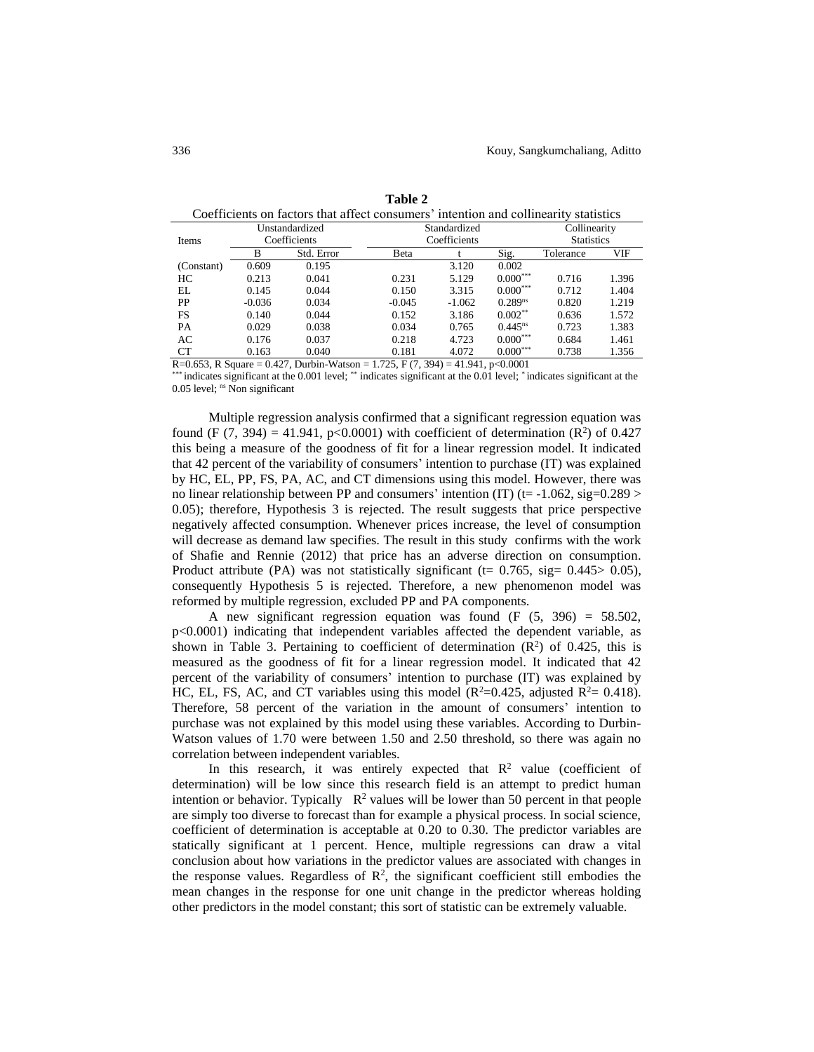**Table 2**

Coefficients on factors that affect consumers' intention and collinearity statistics

| Items | Unstandardized Coefficients | | Standardized Coefficients | | | Collinearity Statistics | |
|---|---|---|---|---|---|---|---|
| | B | Std. Error | Beta | t | Sig. | Tolerance | VIF |
| (Constant) | 0.609 | 0.195 | | 3.120 | 0.002 | | |
| HC | 0.213 | 0.041 | 0.231 | 5.129 | 0.000*** | 0.716 | 1.396 |
| EL | 0.145 | 0.044 | 0.150 | 3.315 | 0.000*** | 0.712 | 1.404 |
| PP | -0.036 | 0.034 | -0.045 | -1.062 | 0.289ns | 0.820 | 1.219 |
| FS | 0.140 | 0.044 | 0.152 | 3.186 | 0.002** | 0.636 | 1.572 |
| PA | 0.029 | 0.038 | 0.034 | 0.765 | 0.445ns | 0.723 | 1.383 |
| AC | 0.176 | 0.037 | 0.218 | 4.723 | 0.000*** | 0.684 | 1.461 |
| CT | 0.163 | 0.040 | 0.181 | 4.072 | 0.000*** | 0.738 | 1.356 |

R=0.653, R Square = 0.427, Durbin-Watson = 1.725, F (7, 394) = 41.941, $p<0.0001$

*** indicates significant at the 0.001 level; ** indicates significant at the 0.01 level; * indicates significant at the 0.05 level; ns Non significant

Multiple regression analysis confirmed that a significant regression equation was found (F (7, 394) = 41.941, $p<0.0001$) with coefficient of determination ($R^2$) of 0.427 this being a measure of the goodness of fit for a linear regression model. It indicated that 42 percent of the variability of consumers' intention to purchase (IT) was explained by HC, EL, PP, FS, PA, AC, and CT dimensions using this model. However, there was no linear relationship between PP and consumers' intention (IT) (t= -1.062, sig=0.289 > 0.05); therefore, Hypothesis 3 is rejected. The result suggests that price perspective negatively affected consumption. Whenever prices increase, the level of consumption will decrease as demand law specifies. The result in this study confirms with the work of Shafie and Rennie (2012) that price has an adverse direction on consumption. Product attribute (PA) was not statistically significant (t= 0.765, sig= 0.445> 0.05), consequently Hypothesis 5 is rejected. Therefore, a new phenomenon model was reformed by multiple regression, excluded PP and PA components.

A new significant regression equation was found (F (5, 396) = 58.502, $p<0.0001$) indicating that independent variables affected the dependent variable, as shown in Table 3. Pertaining to coefficient of determination ($R^2$) of 0.425, this is measured as the goodness of fit for a linear regression model. It indicated that 42 percent of the variability of consumers' intention to purchase (IT) was explained by HC, EL, FS, AC, and CT variables using this model ($R^2$=0.425, adjusted $R^2$= 0.418). Therefore, 58 percent of the variation in the amount of consumers' intention to purchase was not explained by this model using these variables. According to Durbin-Watson values of 1.70 were between 1.50 and 2.50 threshold, so there was again no correlation between independent variables.

In this research, it was entirely expected that $R^2$ value (coefficient of determination) will be low since this research field is an attempt to predict human intention or behavior. Typically $R^2$ values will be lower than 50 percent in that people are simply too diverse to forecast than for example a physical process. In social science, coefficient of determination is acceptable at 0.20 to 0.30. The predictor variables are statically significant at 1 percent. Hence, multiple regressions can draw a vital conclusion about how variations in the predictor values are associated with changes in the response values. Regardless of $R^2$, the significant coefficient still embodies the mean changes in the response for one unit change in the predictor whereas holding other predictors in the model constant; this sort of statistic can be extremely valuable.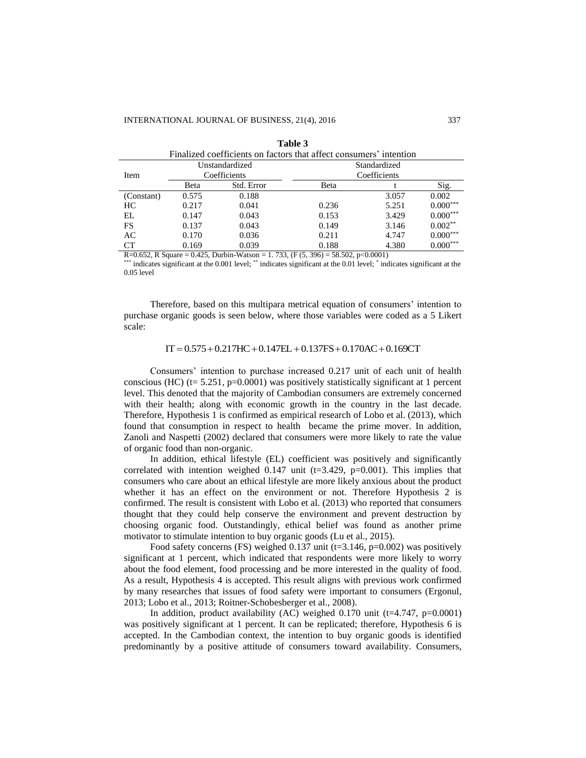**Table 3**

Finalized coefficients on factors that affect consumers' intention

| Item | Unstandardized Coefficients | | Standardized Coefficients | | |
|---|---|---|---|---|---|
| | Beta | Std. Error | Beta | t | Sig. |
| (Constant) | 0.575 | 0.188 | | 3.057 | 0.002 |
| HC | 0.217 | 0.041 | 0.236 | 5.251 | 0.000*** |
| EL | 0.147 | 0.043 | 0.153 | 3.429 | 0.000*** |
| FS | 0.137 | 0.043 | 0.149 | 3.146 | 0.002** |
| AC | 0.170 | 0.036 | 0.211 | 4.747 | 0.000*** |
| CT | 0.169 | 0.039 | 0.188 | 4.380 | 0.000*** |

R=0.652, R Square = 0.425, Durbin-Watson = 1. 733, ($F(5, 396) = 58.502$, $p<0.0001$)

*** indicates significant at the 0.001 level; ** indicates significant at the 0.01 level; * indicates significant at the 0.05 level

Therefore, based on this multipara metrical equation of consumers' intention to purchase organic goods is seen below, where those variables were coded as a 5 Likert scale:

$$IT = 0.575 + 0.217HC + 0.147EL + 0.137FS + 0.170AC + 0.169CT$$

Consumers' intention to purchase increased 0.217 unit of each unit of health conscious (HC) ($t= 5.251$, $p=0.0001$) was positively statistically significant at 1 percent level. This denoted that the majority of Cambodian consumers are extremely concerned with their health; along with economic growth in the country in the last decade. Therefore, Hypothesis 1 is confirmed as empirical research of Lobo et al. (2013), which found that consumption in respect to health became the prime mover. In addition, Zanoli and Naspetti (2002) declared that consumers were more likely to rate the value of organic food than non-organic.

In addition, ethical lifestyle (EL) coefficient was positively and significantly correlated with intention weighed 0.147 unit ($t=3.429$, $p=0.001$). This implies that consumers who care about an ethical lifestyle are more likely anxious about the product whether it has an effect on the environment or not. Therefore Hypothesis 2 is confirmed. The result is consistent with Lobo et al. (2013) who reported that consumers thought that they could help conserve the environment and prevent destruction by choosing organic food. Outstandingly, ethical belief was found as another prime motivator to stimulate intention to buy organic goods (Lu et al., 2015).

Food safety concerns (FS) weighed 0.137 unit ($t=3.146$, $p=0.002$) was positively significant at 1 percent, which indicated that respondents were more likely to worry about the food element, food processing and be more interested in the quality of food. As a result, Hypothesis 4 is accepted. This result aligns with previous work confirmed by many researches that issues of food safety were important to consumers (Ergonul, 2013; Lobo et al., 2013; Roitner-Schobesberger et al., 2008).

In addition, product availability (AC) weighed 0.170 unit ($t=4.747$, $p=0.0001$) was positively significant at 1 percent. It can be replicated; therefore, Hypothesis 6 is accepted. In the Cambodian context, the intention to buy organic goods is identified predominantly by a positive attitude of consumers toward availability. Consumers,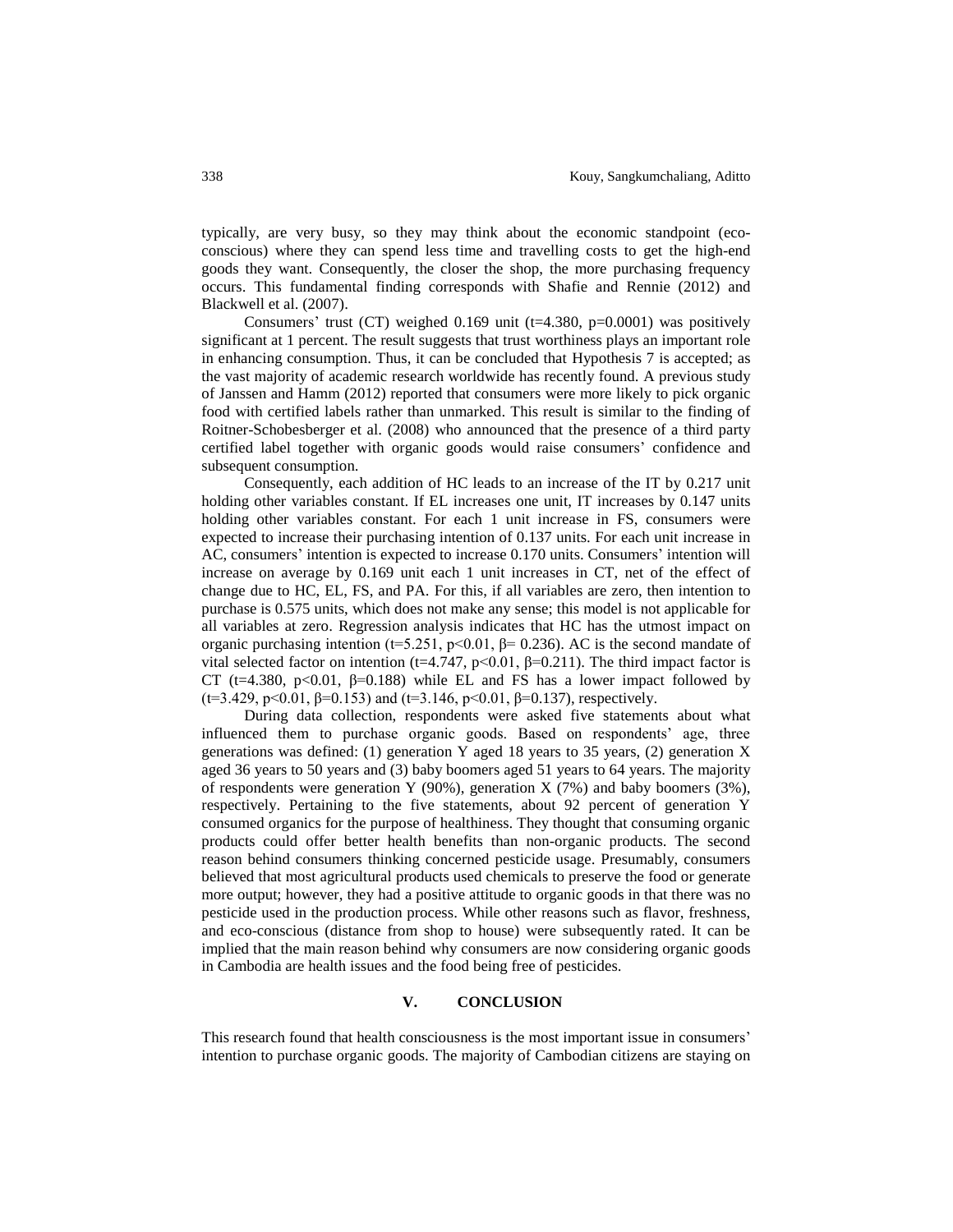typically, are very busy, so they may think about the economic standpoint (eco-conscious) where they can spend less time and travelling costs to get the high-end goods they want. Consequently, the closer the shop, the more purchasing frequency occurs. This fundamental finding corresponds with Shafie and Rennie (2012) and Blackwell et al. (2007).

Consumers' trust (CT) weighed 0.169 unit ($t=4.380$, $p=0.0001$) was positively significant at 1 percent. The result suggests that trust worthiness plays an important role in enhancing consumption. Thus, it can be concluded that Hypothesis 7 is accepted; as the vast majority of academic research worldwide has recently found. A previous study of Janssen and Hamm (2012) reported that consumers were more likely to pick organic food with certified labels rather than unmarked. This result is similar to the finding of Roitner-Schobesberger et al. (2008) who announced that the presence of a third party certified label together with organic goods would raise consumers' confidence and subsequent consumption.

Consequently, each addition of HC leads to an increase of the IT by 0.217 unit holding other variables constant. If EL increases one unit, IT increases by 0.147 units holding other variables constant. For each 1 unit increase in FS, consumers were expected to increase their purchasing intention of 0.137 units. For each unit increase in AC, consumers' intention is expected to increase 0.170 units. Consumers' intention will increase on average by 0.169 unit each 1 unit increases in CT, net of the effect of change due to HC, EL, FS, and PA. For this, if all variables are zero, then intention to purchase is 0.575 units, which does not make any sense; this model is not applicable for all variables at zero. Regression analysis indicates that HC has the utmost impact on organic purchasing intention ($t=5.251$, $p<0.01$, $\beta= 0.236$). AC is the second mandate of vital selected factor on intention ($t=4.747$, $p<0.01$, $\beta=0.211$). The third impact factor is CT ($t=4.380$, $p<0.01$, $\beta=0.188$) while EL and FS has a lower impact followed by ($t=3.429$, $p<0.01$, $\beta=0.153$) and ($t=3.146$, $p<0.01$, $\beta=0.137$), respectively.

During data collection, respondents were asked five statements about what influenced them to purchase organic goods. Based on respondents' age, three generations was defined: (1) generation Y aged 18 years to 35 years, (2) generation X aged 36 years to 50 years and (3) baby boomers aged 51 years to 64 years. The majority of respondents were generation Y (90%), generation X (7%) and baby boomers (3%), respectively. Pertaining to the five statements, about 92 percent of generation Y consumed organics for the purpose of healthiness. They thought that consuming organic products could offer better health benefits than non-organic products. The second reason behind consumers thinking concerned pesticide usage. Presumably, consumers believed that most agricultural products used chemicals to preserve the food or generate more output; however, they had a positive attitude to organic goods in that there was no pesticide used in the production process. While other reasons such as flavor, freshness, and eco-conscious (distance from shop to house) were subsequently rated. It can be implied that the main reason behind why consumers are now considering organic goods in Cambodia are health issues and the food being free of pesticides.

## V. CONCLUSION

This research found that health consciousness is the most important issue in consumers' intention to purchase organic goods. The majority of Cambodian citizens are staying on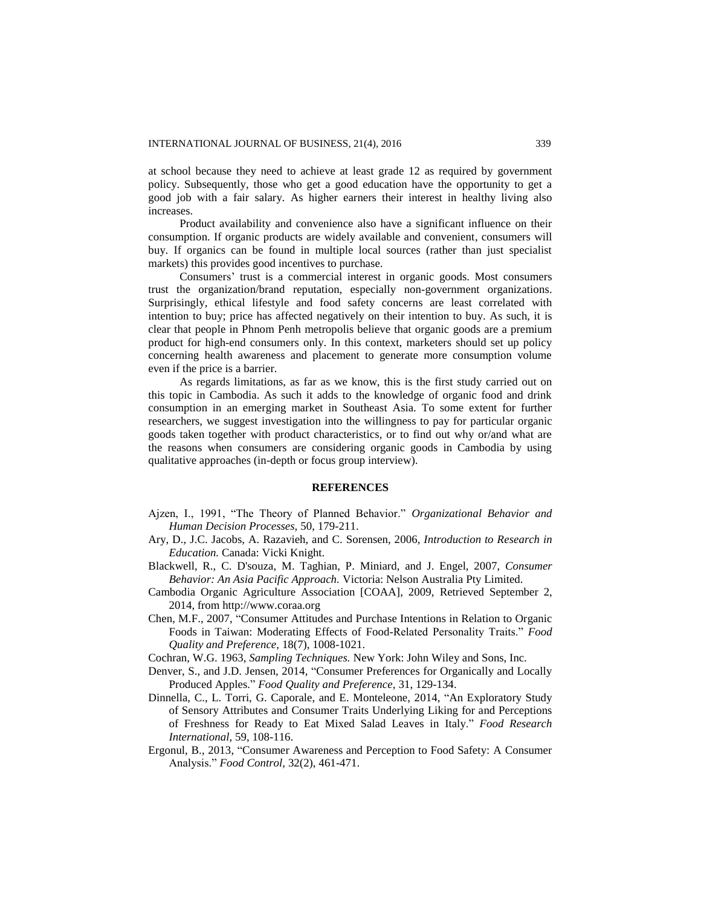at school because they need to achieve at least grade 12 as required by government policy. Subsequently, those who get a good education have the opportunity to get a good job with a fair salary. As higher earners their interest in healthy living also increases.

Product availability and convenience also have a significant influence on their consumption. If organic products are widely available and convenient, consumers will buy. If organics can be found in multiple local sources (rather than just specialist markets) this provides good incentives to purchase.

Consumers' trust is a commercial interest in organic goods. Most consumers trust the organization/brand reputation, especially non-government organizations. Surprisingly, ethical lifestyle and food safety concerns are least correlated with intention to buy; price has affected negatively on their intention to buy. As such, it is clear that people in Phnom Penh metropolis believe that organic goods are a premium product for high-end consumers only. In this context, marketers should set up policy concerning health awareness and placement to generate more consumption volume even if the price is a barrier.

As regards limitations, as far as we know, this is the first study carried out on this topic in Cambodia. As such it adds to the knowledge of organic food and drink consumption in an emerging market in Southeast Asia. To some extent for further researchers, we suggest investigation into the willingness to pay for particular organic goods taken together with product characteristics, or to find out why or/and what are the reasons when consumers are considering organic goods in Cambodia by using qualitative approaches (in-depth or focus group interview).

## REFERENCES

Ajzen, I., 1991, "The Theory of Planned Behavior." *Organizational Behavior and Human Decision Processes,* 50, 179-211.

Ary, D., J.C. Jacobs, A. Razavieh, and C. Sorensen, 2006, *Introduction to Research in Education.* Canada: Vicki Knight.

Blackwell, R., C. D'souza, M. Taghian, P. Miniard, and J. Engel, 2007, *Consumer Behavior: An Asia Pacific Approach.* Victoria: Nelson Australia Pty Limited.

Cambodia Organic Agriculture Association [COAA], 2009, Retrieved September 2, 2014, from http://www.coraa.org

Chen, M.F., 2007, "Consumer Attitudes and Purchase Intentions in Relation to Organic Foods in Taiwan: Moderating Effects of Food-Related Personality Traits." *Food Quality and Preference,* 18(7), 1008-1021.

Cochran, W.G. 1963, *Sampling Techniques.* New York: John Wiley and Sons, Inc.

Denver, S., and J.D. Jensen, 2014, "Consumer Preferences for Organically and Locally Produced Apples." *Food Quality and Preference,* 31, 129-134.

Dinnella, C., L. Torri, G. Caporale, and E. Monteleone, 2014, "An Exploratory Study of Sensory Attributes and Consumer Traits Underlying Liking for and Perceptions of Freshness for Ready to Eat Mixed Salad Leaves in Italy." *Food Research International,* 59, 108-116.

Ergonul, B., 2013, "Consumer Awareness and Perception to Food Safety: A Consumer Analysis." *Food Control,* 32(2), 461-471.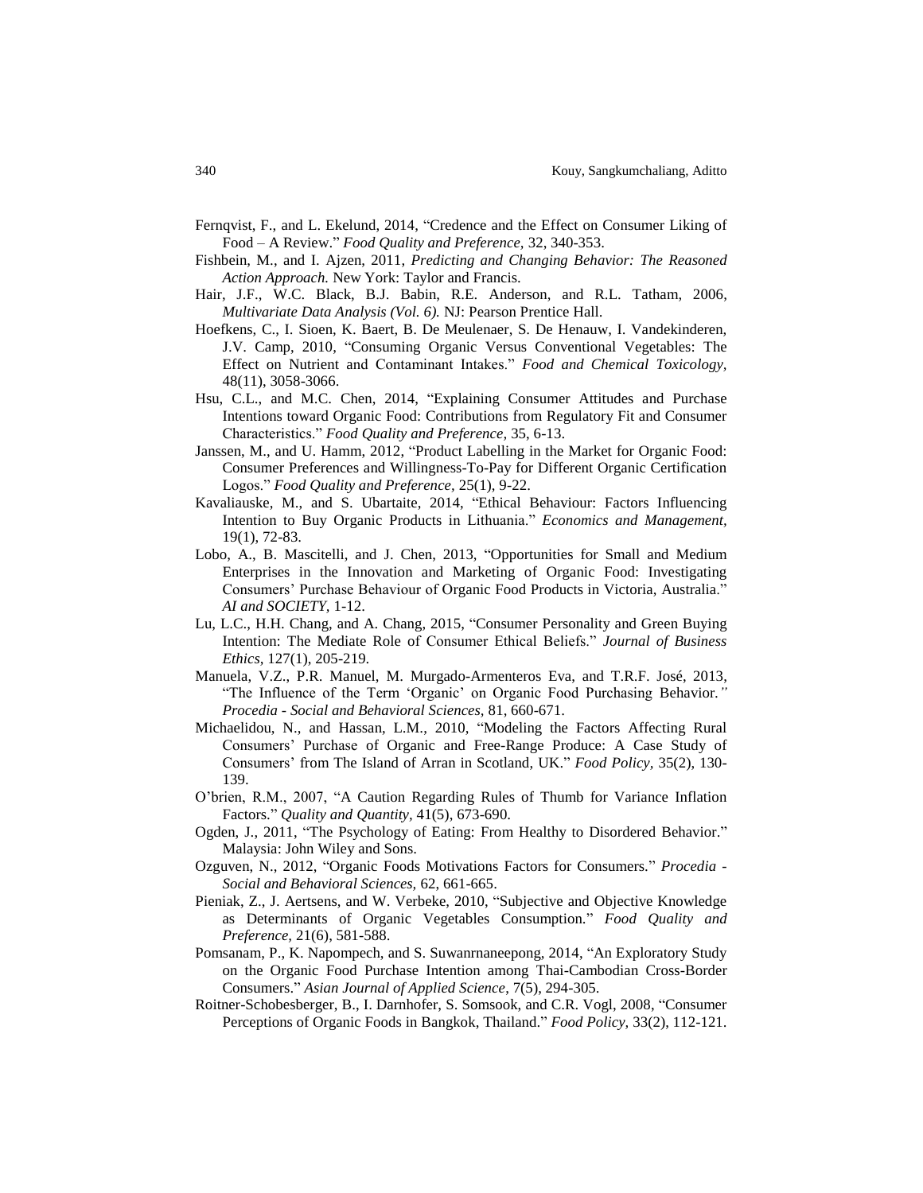Fernqvist, F., and L. Ekelund, 2014, "Credence and the Effect on Consumer Liking of Food – A Review." *Food Quality and Preference,* 32, 340-353.

Fishbein, M., and I. Ajzen, 2011, *Predicting and Changing Behavior: The Reasoned Action Approach.* New York: Taylor and Francis.

Hair, J.F., W.C. Black, B.J. Babin, R.E. Anderson, and R.L. Tatham, 2006, *Multivariate Data Analysis (Vol. 6).* NJ: Pearson Prentice Hall.

Hoefkens, C., I. Sioen, K. Baert, B. De Meulenaer, S. De Henauw, I. Vandekinderen, J.V. Camp, 2010, "Consuming Organic Versus Conventional Vegetables: The Effect on Nutrient and Contaminant Intakes." *Food and Chemical Toxicology,* 48(11), 3058-3066.

Hsu, C.L., and M.C. Chen, 2014, "Explaining Consumer Attitudes and Purchase Intentions toward Organic Food: Contributions from Regulatory Fit and Consumer Characteristics." *Food Quality and Preference,* 35, 6-13.

Janssen, M., and U. Hamm, 2012, "Product Labelling in the Market for Organic Food: Consumer Preferences and Willingness-To-Pay for Different Organic Certification Logos." *Food Quality and Preference,* 25(1), 9-22.

Kavaliauske, M., and S. Ubartaite, 2014, "Ethical Behaviour: Factors Influencing Intention to Buy Organic Products in Lithuania." *Economics and Management,* 19(1), 72-83.

Lobo, A., B. Mascitelli, and J. Chen, 2013, "Opportunities for Small and Medium Enterprises in the Innovation and Marketing of Organic Food: Investigating Consumers' Purchase Behaviour of Organic Food Products in Victoria, Australia." *AI and SOCIETY,* 1-12.

Lu, L.C., H.H. Chang, and A. Chang, 2015, "Consumer Personality and Green Buying Intention: The Mediate Role of Consumer Ethical Beliefs." *Journal of Business Ethics,* 127(1), 205-219.

Manuela, V.Z., P.R. Manuel, M. Murgado-Armenteros Eva, and T.R.F. José, 2013, "The Influence of the Term 'Organic' on Organic Food Purchasing Behavior." *Procedia - Social and Behavioral Sciences,* 81, 660-671.

Michaelidou, N., and Hassan, L.M., 2010, "Modeling the Factors Affecting Rural Consumers' Purchase of Organic and Free-Range Produce: A Case Study of Consumers' from The Island of Arran in Scotland, UK." *Food Policy,* 35(2), 130-139.

O'brien, R.M., 2007, "A Caution Regarding Rules of Thumb for Variance Inflation Factors." *Quality and Quantity,* 41(5), 673-690.

Ogden, J., 2011, "The Psychology of Eating: From Healthy to Disordered Behavior." Malaysia: John Wiley and Sons.

Ozguven, N., 2012, "Organic Foods Motivations Factors for Consumers." *Procedia - Social and Behavioral Sciences,* 62, 661-665.

Pieniak, Z., J. Aertsens, and W. Verbeke, 2010, "Subjective and Objective Knowledge as Determinants of Organic Vegetables Consumption." *Food Quality and Preference,* 21(6), 581-588.

Pomsanam, P., K. Napompech, and S. Suwanrnaneepong, 2014, "An Exploratory Study on the Organic Food Purchase Intention among Thai-Cambodian Cross-Border Consumers." *Asian Journal of Applied Science*, 7(5), 294-305.

Roitner-Schobesberger, B., I. Darnhofer, S. Somsook, and C.R. Vogl, 2008, "Consumer Perceptions of Organic Foods in Bangkok, Thailand." *Food Policy,* 33(2), 112-121.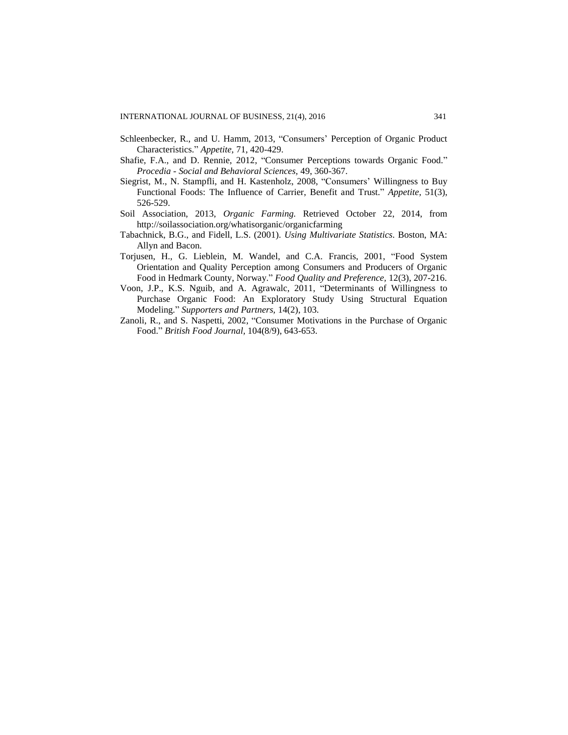Schleenbecker, R., and U. Hamm, 2013, "Consumers' Perception of Organic Product Characteristics." *Appetite,* 71, 420-429.

Shafie, F.A., and D. Rennie, 2012, "Consumer Perceptions towards Organic Food." *Procedia - Social and Behavioral Sciences,* 49, 360-367.

Siegrist, M., N. Stampfli, and H. Kastenholz, 2008, "Consumers' Willingness to Buy Functional Foods: The Influence of Carrier, Benefit and Trust." *Appetite,* 51(3), 526-529.

Soil Association, 2013, *Organic Farming.* Retrieved October 22, 2014, from http://soilassociation.org/whatisorganic/organicfarming

Tabachnick, B.G., and Fidell, L.S. (2001). *Using Multivariate Statistics.* Boston, MA: Allyn and Bacon.

Torjusen, H., G. Lieblein, M. Wandel, and C.A. Francis, 2001, "Food System Orientation and Quality Perception among Consumers and Producers of Organic Food in Hedmark County, Norway." *Food Quality and Preference,* 12(3), 207-216.

Voon, J.P., K.S. Nguib, and A. Agrawalc, 2011, "Determinants of Willingness to Purchase Organic Food: An Exploratory Study Using Structural Equation Modeling." *Supporters and Partners,* 14(2), 103.

Zanoli, R., and S. Naspetti, 2002, "Consumer Motivations in the Purchase of Organic Food." *British Food Journal,* 104(8/9), 643-653.